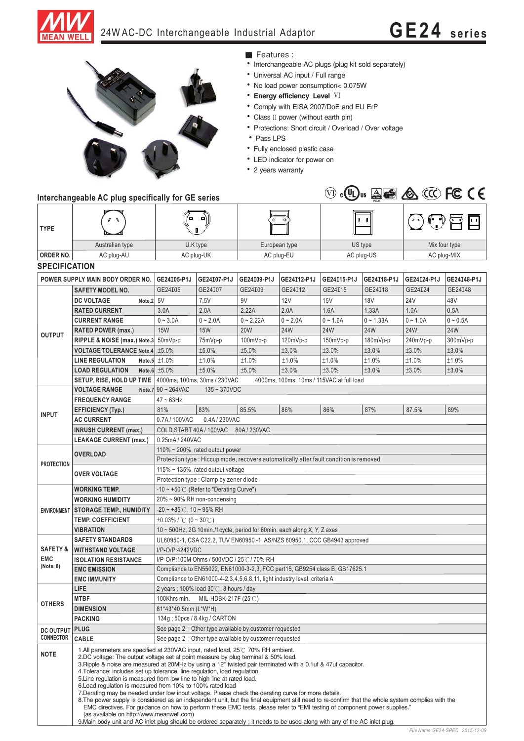# 24W AC-DC Interchangeable Industrial Adaptor — GE24 series

## Features :

- Interchangeable AC plugs (plug kit sold separately)
- Universal AC input / Full range
- No load power consumption< 0.075W
- **Energy efficiency Level** VI
- Comply with EISA 2007/DoE and EU ErP
- Class II power (without earth pin)
- Protections: Short circuit / Overload / Over voltage
- Pass LPS
- Fully enclosed plastic case
- LED indicator for power on
- 2 years warranty

## Interchangeable AC plug specifically for GE series

| TYPE | Australian type | U.K type | European type | US type | Mix four type |
|---|---|---|---|---|---|
| ORDER NO. | AC plug-AU | AC plug-UK | AC plug-EU | AC plug-US | AC plug-MIX |

## SPECIFICATION

| | POWER SUPPLY MAIN BODY ORDER NO. | GE24I05-P1J | GE24I07-P1J | GE24I09-P1J | GE24I12-P1J | GE24I15-P1J | GE24I18-P1J | GE24I24-P1J | GE24I48-P1J |
|---|---|---|---|---|---|---|---|---|---|
| OUTPUT | SAFETY MODEL NO. | GE24I05 | GE24I07 | GE24I09 | GE24I12 | GE24I15 | GE24I18 | GE24I24 | GE24I48 |
| | DC VOLTAGE Note.2 | 5V | 7.5V | 9V | 12V | 15V | 18V | 24V | 48V |
| | RATED CURRENT | 3.0A | 2.0A | 2.22A | 2.0A | 1.6A | 1.33A | 1.0A | 0.5A |
| | CURRENT RANGE | 0 ~ 3.0A | 0 ~ 2.0A | 0 ~ 2.22A | 0 ~ 2.0A | 0 ~ 1.6A | 0 ~ 1.33A | 0 ~ 1.0A | 0 ~ 0.5A |
| | RATED POWER (max.) | 15W | 15W | 20W | 24W | 24W | 24W | 24W | 24W |
| | RIPPLE & NOISE (max.) Note.3 | 50mVp-p | 75mVp-p | 100mVp-p | 120mVp-p | 150mVp-p | 180mVp-p | 240mVp-p | 300mVp-p |
| | VOLTAGE TOLERANCE Note.4 | ±5.0% | ±5.0% | ±5.0% | ±3.0% | ±3.0% | ±3.0% | ±3.0% | ±3.0% |
| | LINE REGULATION Note.5 | ±1.0% | ±1.0% | ±1.0% | ±1.0% | ±1.0% | ±1.0% | ±1.0% | ±1.0% |
| | LOAD REGULATION Note.6 | ±5.0% | ±5.0% | ±5.0% | ±3.0% | ±3.0% | ±3.0% | ±3.0% | ±3.0% |
| | SETUP, RISE, HOLD UP TIME | 4000ms, 100ms, 30ms / 230VAC 4000ms, 100ms, 10ms / 115VAC at full load | | | | | | | |
| INPUT | VOLTAGE RANGE Note.7 | 90 ~ 264VAC 135 ~ 370VDC | | | | | | | |
| | FREQUENCY RANGE | 47 ~ 63Hz | | | | | | | |
| | EFFICIENCY (Typ.) | 81% | 83% | 85.5% | 86% | 86% | 87% | 87.5% | 89% |
| | AC CURRENT | 0.7A / 100VAC 0.4A / 230VAC | | | | | | | |
| | INRUSH CURRENT (max.) | COLD START 40A / 100VAC 80A / 230VAC | | | | | | | |
| | LEAKAGE CURRENT (max.) | 0.25mA / 240VAC | | | | | | | |
| PROTECTION | OVERLOAD | 110% ~ 200% rated output power | | | | | | | |
| | | Protection type : Hiccup mode, recovers automatically after fault condition is removed | | | | | | | |
| | OVER VOLTAGE | 115% ~ 135% rated output voltage | | | | | | | |
| | | Protection type : Clamp by zener diode | | | | | | | |
| ENVIRONMENT | WORKING TEMP. | -10 ~ +50℃ (Refer to "Derating Curve") | | | | | | | |
| | WORKING HUMIDITY | 20% ~ 90% RH non-condensing | | | | | | | |
| | STORAGE TEMP., HUMIDITY | -20 ~ +85℃, 10 ~ 95% RH | | | | | | | |
| | TEMP. COEFFICIENT | ±0.03% / ℃ (0 ~ 30℃) | | | | | | | |
| | VIBRATION | 10 ~ 500Hz, 2G 10min./1cycle, period for 60min. each along X, Y, Z axes | | | | | | | |
| SAFETY & EMC (Note. 8) | SAFETY STANDARDS | UL60950-1, CSA C22.2, TUV EN60950 -1, AS/NZS 60950.1, CCC GB4943 approved | | | | | | | |
| | WITHSTAND VOLTAGE | I/P-O/P:4242VDC | | | | | | | |
| | ISOLATION RESISTANCE | I/P-O/P:100M Ohms / 500VDC / 25℃/ 70% RH | | | | | | | |
| | EMC EMISSION | Compliance to EN55022, EN61000-3-2,3, FCC part15, GB9254 class B, GB17625.1 | | | | | | | |
| | EMC IMMUNITY | Compliance to EN61000-4-2,3,4,5,6,8,11, light industry level, criteria A | | | | | | | |
| OTHERS | LIFE | 2 years : 100% load 30℃, 8 hours / day | | | | | | | |
| | MTBF | 100Khrs min. MIL-HDBK-217F (25℃) | | | | | | | |
| | DIMENSION | 81*43*40.5mm (L*W*H) | | | | | | | |
| | PACKING | 134g ; 50pcs / 8.4kg / CARTON | | | | | | | |
| DC OUTPUT CONNECTOR | PLUG | See page 2 ; Other type available by customer requested | | | | | | | |
| | CABLE | See page 2 ; Other type available by customer requested | | | | | | | |

**NOTE**

1. All parameters are specified at 230VAC input, rated load, 25℃ 70% RH ambient.
2. DC voltage: The output voltage set at point measure by plug terminal & 50% load.
3. Ripple & noise are measured at 20MHz by using a 12" twisted pair terminated with a 0.1uf & 47uf capacitor.
4. Tolerance: includes set up tolerance, line regulation, load regulation.
5. Line regulation is measured from low line to high line at rated load.
6. Load regulation is measured from 10% to 100% rated load
7. Derating may be needed under low input voltage. Please check the derating curve for more details.
8. The power supply is considered as an independent unit, but the final equipment still need to re-confirm that the whole system complies with the EMC directives. For guidance on how to perform these EMC tests, please refer to "EMI testing of component power supplies." (as available on http://www.meanwell.com)
9. Main body unit and AC inlet plug should be ordered separately ; it needs to be used along with any of the AC inlet plug.

File Name:GE24-SPEC 2015-12-09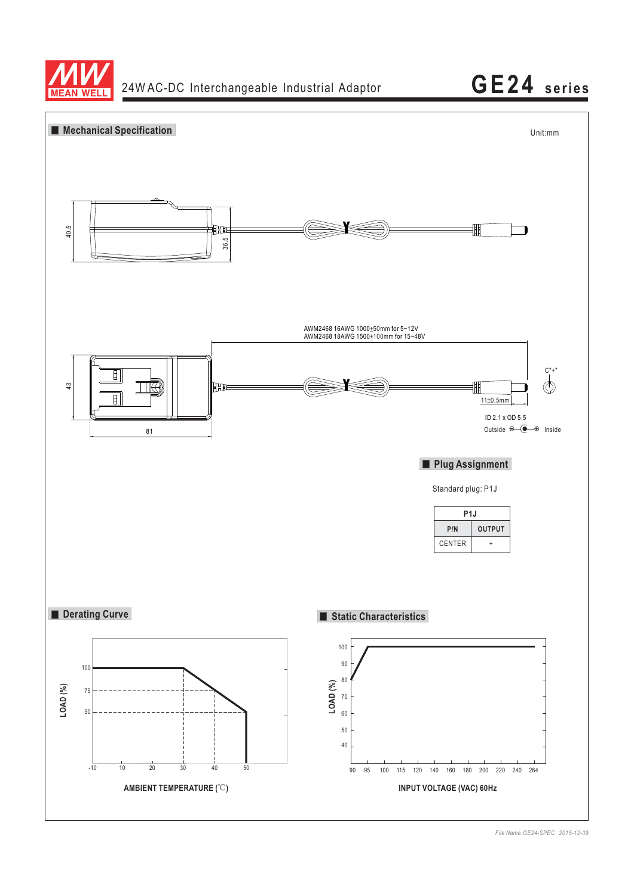24W AC-DC Interchangeable Industrial Adaptor

# GE24 series

## ■ Mechanical Specification

Unit:mm

40.5

36.5

AWM2468 16AWG 1000±50mm for 5~12V
AWM2468 18AWG 1500±100mm for 15~48V

43

81

11±0.5mm

C"+"

ID 2.1 x OD 5.5

Outside ⊖—●—⊕ Inside

## ■ Plug Assignment

Standard plug: P1J

| P1J | |
|---|---|
| P/N | OUTPUT |
| CENTER | + |

## ■ Derating Curve

LOAD (%)

100
75
50

-10 10 20 30 40 50

AMBIENT TEMPERATURE (℃)

## ■ Static Characteristics

LOAD (%)

100
90
80
70
60
50
40

90 95 100 115 120 140 160 180 200 220 240 264

INPUT VOLTAGE (VAC) 60Hz

*File Name:GE24-SPEC 2015-12-09*